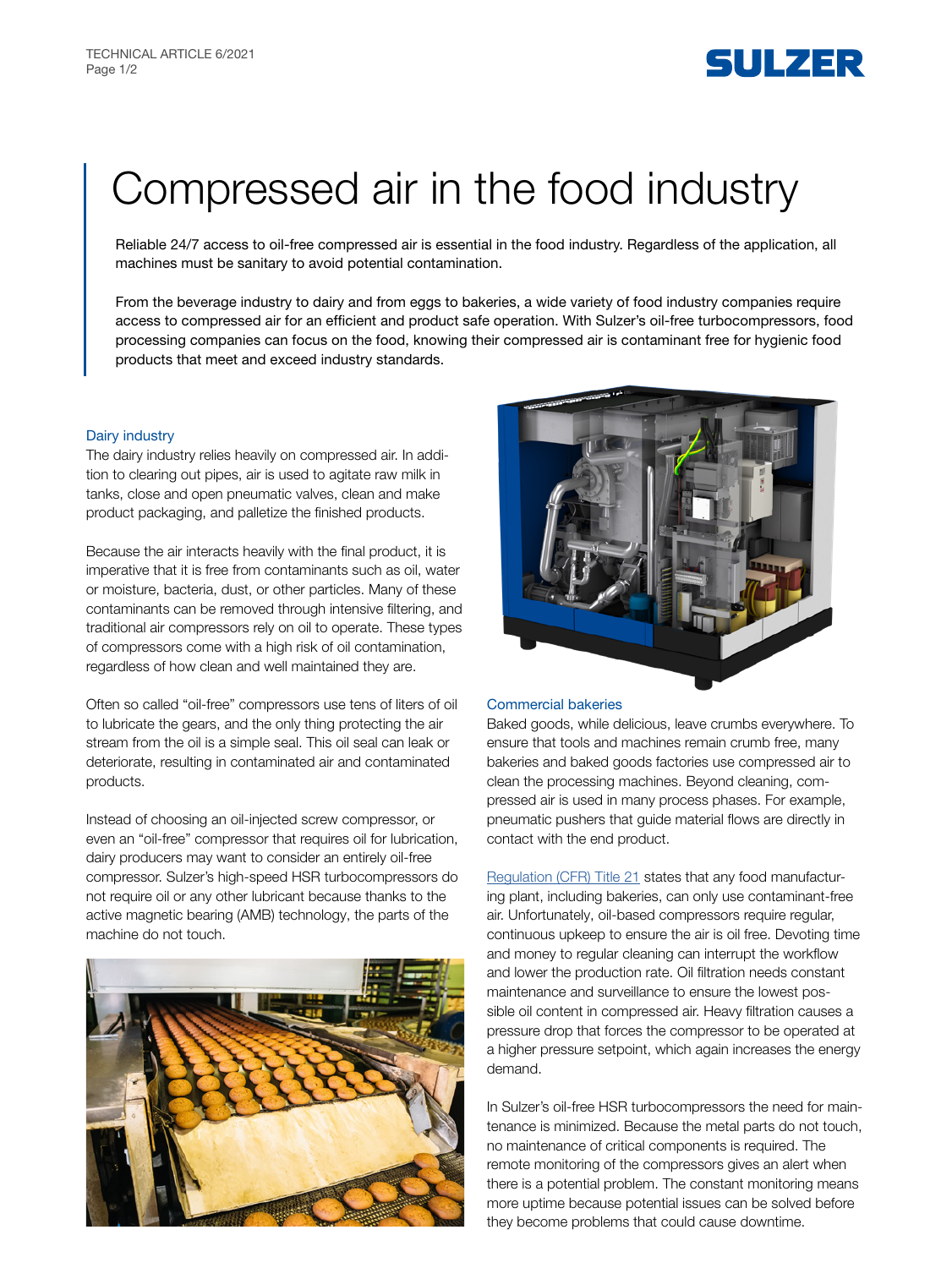# Compressed air in the food industry

Reliable 24/7 access to oil-free compressed air is essential in the food industry. Regardless of the application, all machines must be sanitary to avoid potential contamination.

From the beverage industry to dairy and from eggs to bakeries, a wide variety of food industry companies require access to compressed air for an efficient and product safe operation. With Sulzer's oil-free turbocompressors, food processing companies can focus on the food, knowing their compressed air is contaminant free for hygienic food products that meet and exceed industry standards.

## Dairy industry

The dairy industry relies heavily on compressed air. In addition to clearing out pipes, air is used to agitate raw milk in tanks, close and open pneumatic valves, clean and make product packaging, and palletize the finished products.

Because the air interacts heavily with the final product, it is imperative that it is free from contaminants such as oil, water or moisture, bacteria, dust, or other particles. Many of these contaminants can be removed through intensive filtering, and traditional air compressors rely on oil to operate. These types of compressors come with a high risk of oil contamination, regardless of how clean and well maintained they are.

Often so called "oil-free" compressors use tens of liters of oil to lubricate the gears, and the only thing protecting the air stream from the oil is a simple seal. This oil seal can leak or deteriorate, resulting in contaminated air and contaminated products.

Instead of choosing an oil-injected screw compressor, or even an "oil-free" compressor that requires oil for lubrication, dairy producers may want to consider an entirely oil-free compressor. Sulzer's high-speed HSR turbocompressors do not require oil or any other lubricant because thanks to the active magnetic bearing (AMB) technology, the parts of the machine do not touch.

## Commercial bakeries

Baked goods, while delicious, leave crumbs everywhere. To ensure that tools and machines remain crumb free, many bakeries and baked goods factories use compressed air to clean the processing machines. Beyond cleaning, compressed air is used in many process phases. For example, pneumatic pushers that guide material flows are directly in contact with the end product.

Regulation (CFR) Title 21 states that any food manufacturing plant, including bakeries, can only use contaminant-free air. Unfortunately, oil-based compressors require regular, continuous upkeep to ensure the air is oil free. Devoting time and money to regular cleaning can interrupt the workflow and lower the production rate. Oil filtration needs constant maintenance and surveillance to ensure the lowest possible oil content in compressed air. Heavy filtration causes a pressure drop that forces the compressor to be operated at a higher pressure setpoint, which again increases the energy demand.

In Sulzer's oil-free HSR turbocompressors the need for maintenance is minimized. Because the metal parts do not touch, no maintenance of critical components is required. The remote monitoring of the compressors gives an alert when there is a potential problem. The constant monitoring means more uptime because potential issues can be solved before they become problems that could cause downtime.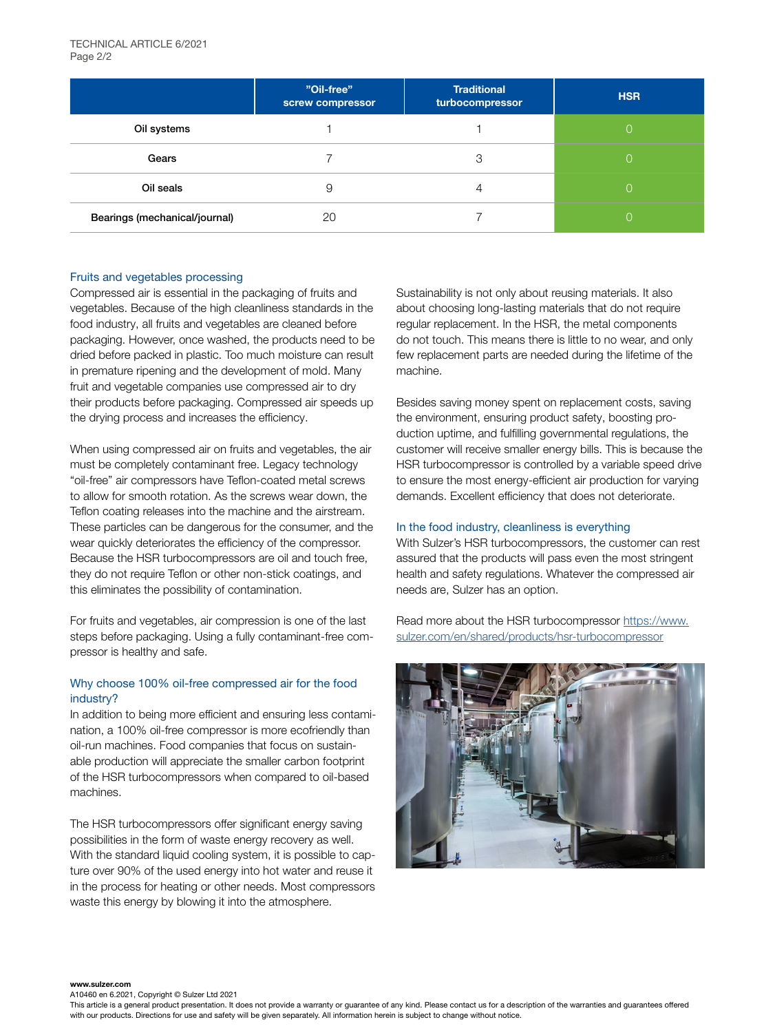| | "Oil-free" screw compressor | Traditional turbocompressor | HSR |
|---|---|---|---|
| Oil systems | 1 | 1 | 0 |
| Gears | 7 | 3 | 0 |
| Oil seals | 9 | 4 | 0 |
| Bearings (mechanical/journal) | 20 | 7 | 0 |

### Fruits and vegetables processing

Compressed air is essential in the packaging of fruits and vegetables. Because of the high cleanliness standards in the food industry, all fruits and vegetables are cleaned before packaging. However, once washed, the products need to be dried before packed in plastic. Too much moisture can result in premature ripening and the development of mold. Many fruit and vegetable companies use compressed air to dry their products before packaging. Compressed air speeds up the drying process and increases the efficiency.

When using compressed air on fruits and vegetables, the air must be completely contaminant free. Legacy technology "oil-free" air compressors have Teflon-coated metal screws to allow for smooth rotation. As the screws wear down, the Teflon coating releases into the machine and the airstream. These particles can be dangerous for the consumer, and the wear quickly deteriorates the efficiency of the compressor. Because the HSR turbocompressors are oil and touch free, they do not require Teflon or other non-stick coatings, and this eliminates the possibility of contamination.

For fruits and vegetables, air compression is one of the last steps before packaging. Using a fully contaminant-free compressor is healthy and safe.

### Why choose 100% oil-free compressed air for the food industry?

In addition to being more efficient and ensuring less contamination, a 100% oil-free compressor is more ecofriendly than oil-run machines. Food companies that focus on sustainable production will appreciate the smaller carbon footprint of the HSR turbocompressors when compared to oil-based machines.

The HSR turbocompressors offer significant energy saving possibilities in the form of waste energy recovery as well. With the standard liquid cooling system, it is possible to capture over 90% of the used energy into hot water and reuse it in the process for heating or other needs. Most compressors waste this energy by blowing it into the atmosphere.

Sustainability is not only about reusing materials. It also about choosing long-lasting materials that do not require regular replacement. In the HSR, the metal components do not touch. This means there is little to no wear, and only few replacement parts are needed during the lifetime of the machine.

Besides saving money spent on replacement costs, saving the environment, ensuring product safety, boosting production uptime, and fulfilling governmental regulations, the customer will receive smaller energy bills. This is because the HSR turbocompressor is controlled by a variable speed drive to ensure the most energy-efficient air production for varying demands. Excellent efficiency that does not deteriorate.

### In the food industry, cleanliness is everything

With Sulzer's HSR turbocompressors, the customer can rest assured that the products will pass even the most stringent health and safety regulations. Whatever the compressed air needs are, Sulzer has an option.

Read more about the HSR turbocompressor https://www.sulzer.com/en/shared/products/hsr-turbocompressor

www.sulzer.com

A10460 en 6.2021, Copyright © Sulzer Ltd 2021

This article is a general product presentation. It does not provide a warranty or guarantee of any kind. Please contact us for a description of the warranties and guarantees offered with our products. Directions for use and safety will be given separately. All information herein is subject to change without notice.